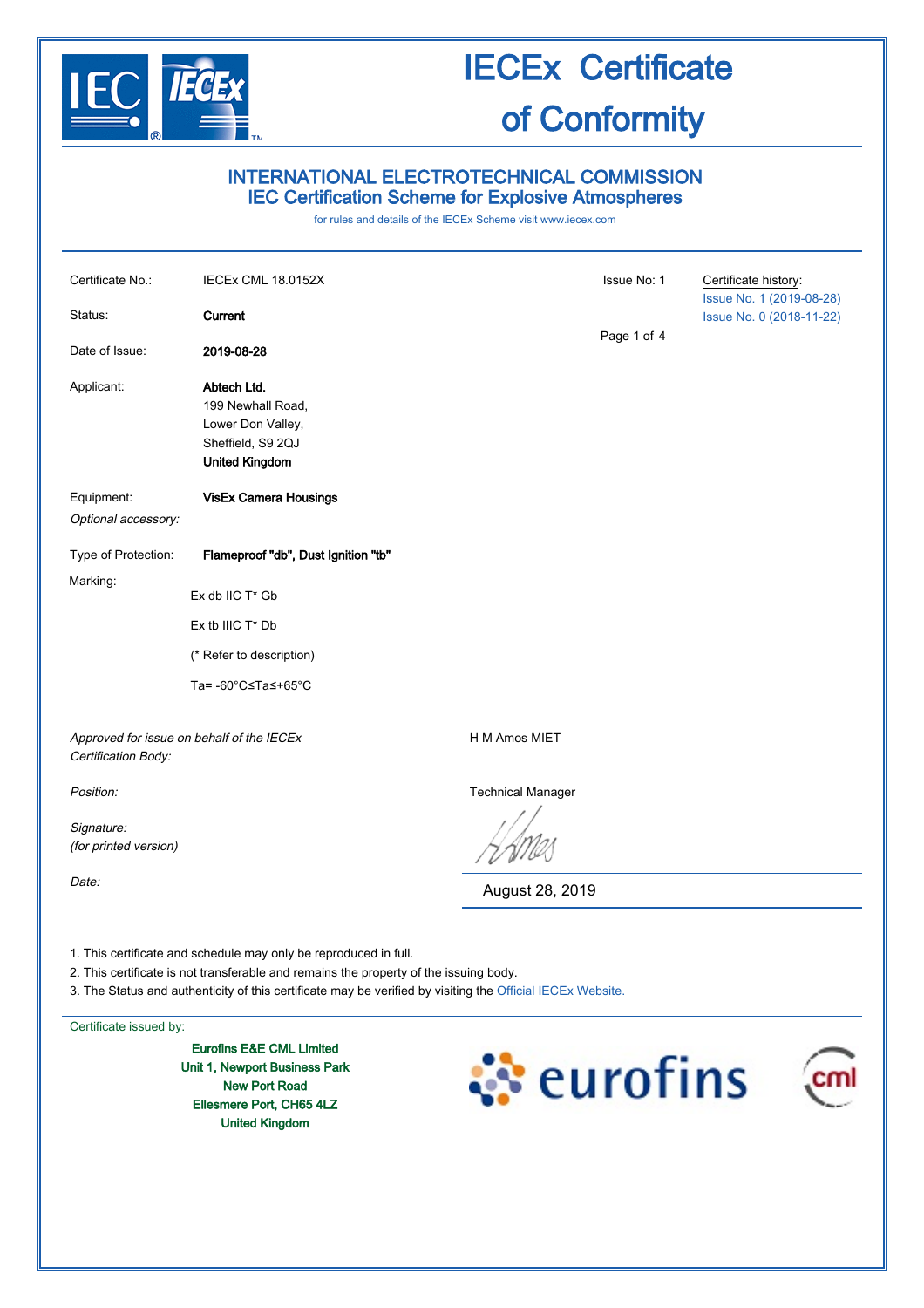# IECEx Certificate of Conformity

## INTERNATIONAL ELECTROTECHNICAL COMMISSION
## IEC Certification Scheme for Explosive Atmospheres

for rules and details of the IECEx Scheme visit www.iecex.com

| | | | |
|---|---|---|---|
| Certificate No.: | IECEx CML 18.0152X | Issue No: 1 | Certificate history: Issue No. 1 (2019-08-28) Issue No. 0 (2018-11-22) |
| Status: | **Current** | | |
| Date of Issue: | **2019-08-28** | | |

Applicant: **Abtech Ltd.**
199 Newhall Road,
Lower Don Valley,
Sheffield, S9 2QJ
**United Kingdom**

Equipment: **VisEx Camera Housings**

*Optional accessory:*

Type of Protection: **Flameproof "db", Dust Ignition "tb"**

Marking:

Ex db IIC T* Gb

Ex tb IIIC T* Db

(* Refer to description)

Ta= -60°C≤Ta≤+65°C

*Approved for issue on behalf of the IECEx Certification Body:* H M Amos MIET

*Position:* Technical Manager

*Signature: (for printed version)*

*Date:* August 28, 2019

1. This certificate and schedule may only be reproduced in full.
2. This certificate is not transferable and remains the property of the issuing body.
3. The Status and authenticity of this certificate may be verified by visiting the Official IECEx Website.

Certificate issued by:

**Eurofins E&E CML Limited**
**Unit 1, Newport Business Park**
**New Port Road**
**Ellesmere Port, CH65 4LZ**
**United Kingdom**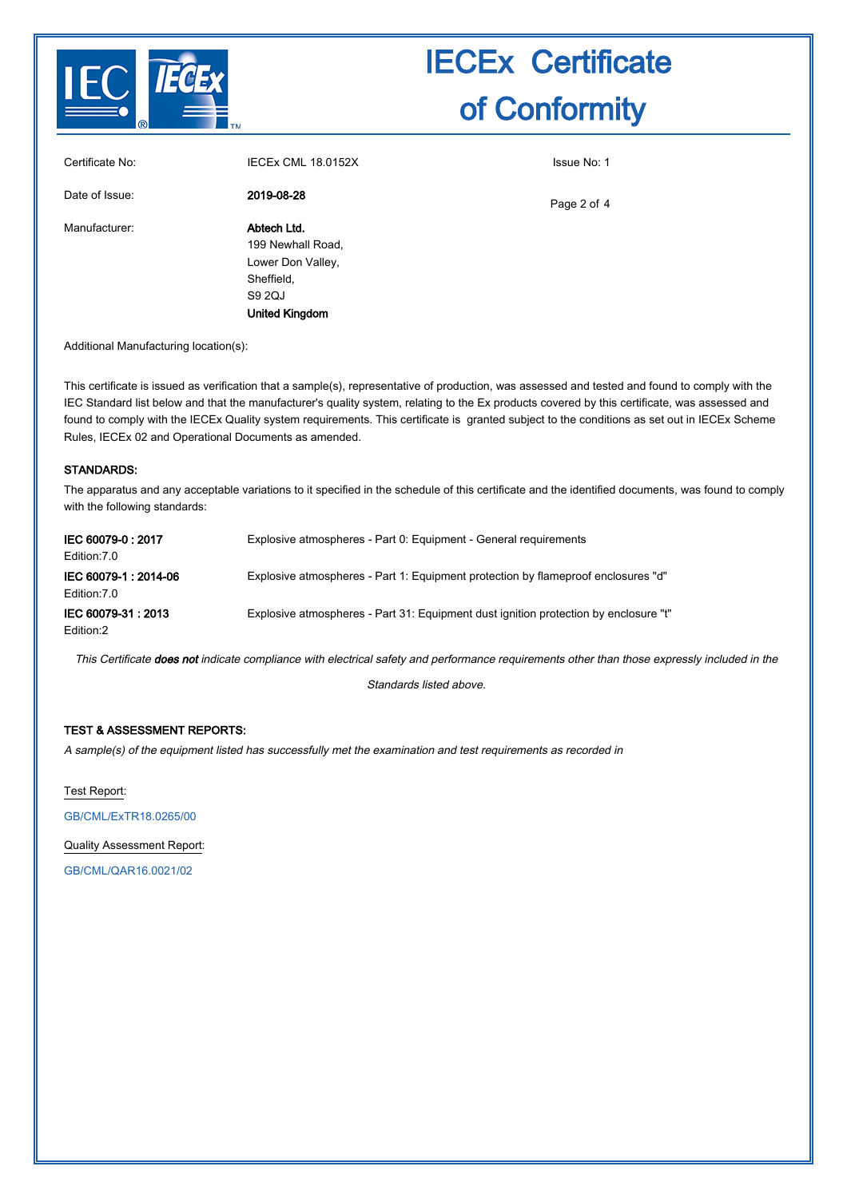# IECEx Certificate of Conformity

| | | |
|---|---|---|
| Certificate No: | IECEx CML 18.0152X | Issue No: 1 |
| Date of Issue: | **2019-08-28** | |
| Manufacturer: | **Abtech Ltd.**<br>199 Newhall Road,<br>Lower Don Valley,<br>Sheffield,<br>S9 2QJ<br>**United Kingdom** | |

Additional Manufacturing location(s):

This certificate is issued as verification that a sample(s), representative of production, was assessed and tested and found to comply with the IEC Standard list below and that the manufacturer's quality system, relating to the Ex products covered by this certificate, was assessed and found to comply with the IECEx Quality system requirements. This certificate is granted subject to the conditions as set out in IECEx Scheme Rules, IECEx 02 and Operational Documents as amended.

**STANDARDS:**

The apparatus and any acceptable variations to it specified in the schedule of this certificate and the identified documents, was found to comply with the following standards:

| | |
|---|---|
| **IEC 60079-0 : 2017**<br>Edition:7.0 | Explosive atmospheres - Part 0: Equipment - General requirements |
| **IEC 60079-1 : 2014-06**<br>Edition:7.0 | Explosive atmospheres - Part 1: Equipment protection by flameproof enclosures "d" |
| **IEC 60079-31 : 2013**<br>Edition:2 | Explosive atmospheres - Part 31: Equipment dust ignition protection by enclosure "t" |

*This Certificate **does not** indicate compliance with electrical safety and performance requirements other than those expressly included in the Standards listed above.*

**TEST & ASSESSMENT REPORTS:**

*A sample(s) of the equipment listed has successfully met the examination and test requirements as recorded in*

Test Report:

GB/CML/ExTR18.0265/00

Quality Assessment Report:

GB/CML/QAR16.0021/02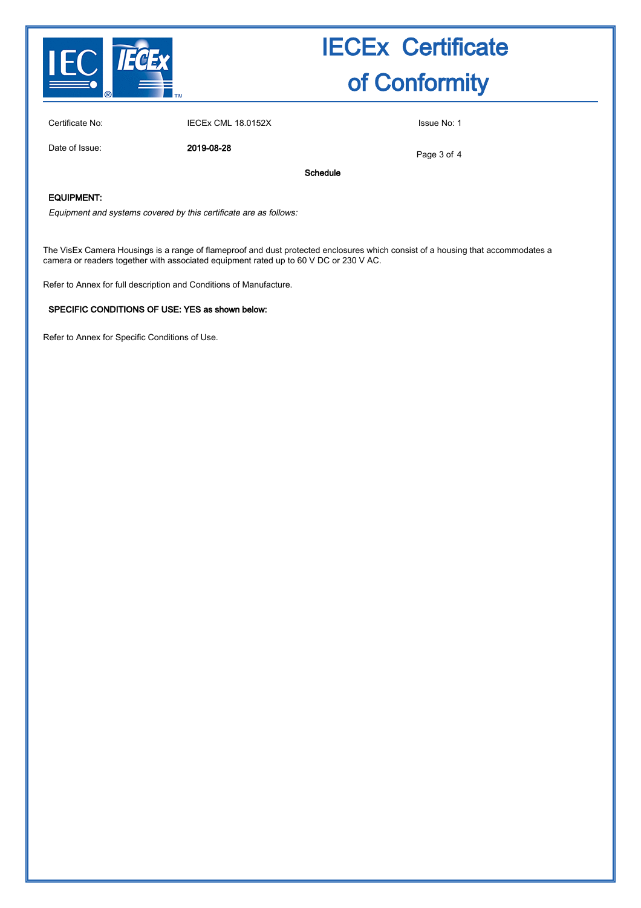| Certificate No: | IECEx CML 18.0152X | Issue No: 1 |
| --- | --- | --- |
| Date of Issue: | **2019-08-28** | |

**Schedule**

**EQUIPMENT:**

*Equipment and systems covered by this certificate are as follows:*

The VisEx Camera Housings is a range of flameproof and dust protected enclosures which consist of a housing that accommodates a camera or readers together with associated equipment rated up to 60 V DC or 230 V AC.

Refer to Annex for full description and Conditions of Manufacture.

**SPECIFIC CONDITIONS OF USE: YES as shown below:**

Refer to Annex for Specific Conditions of Use.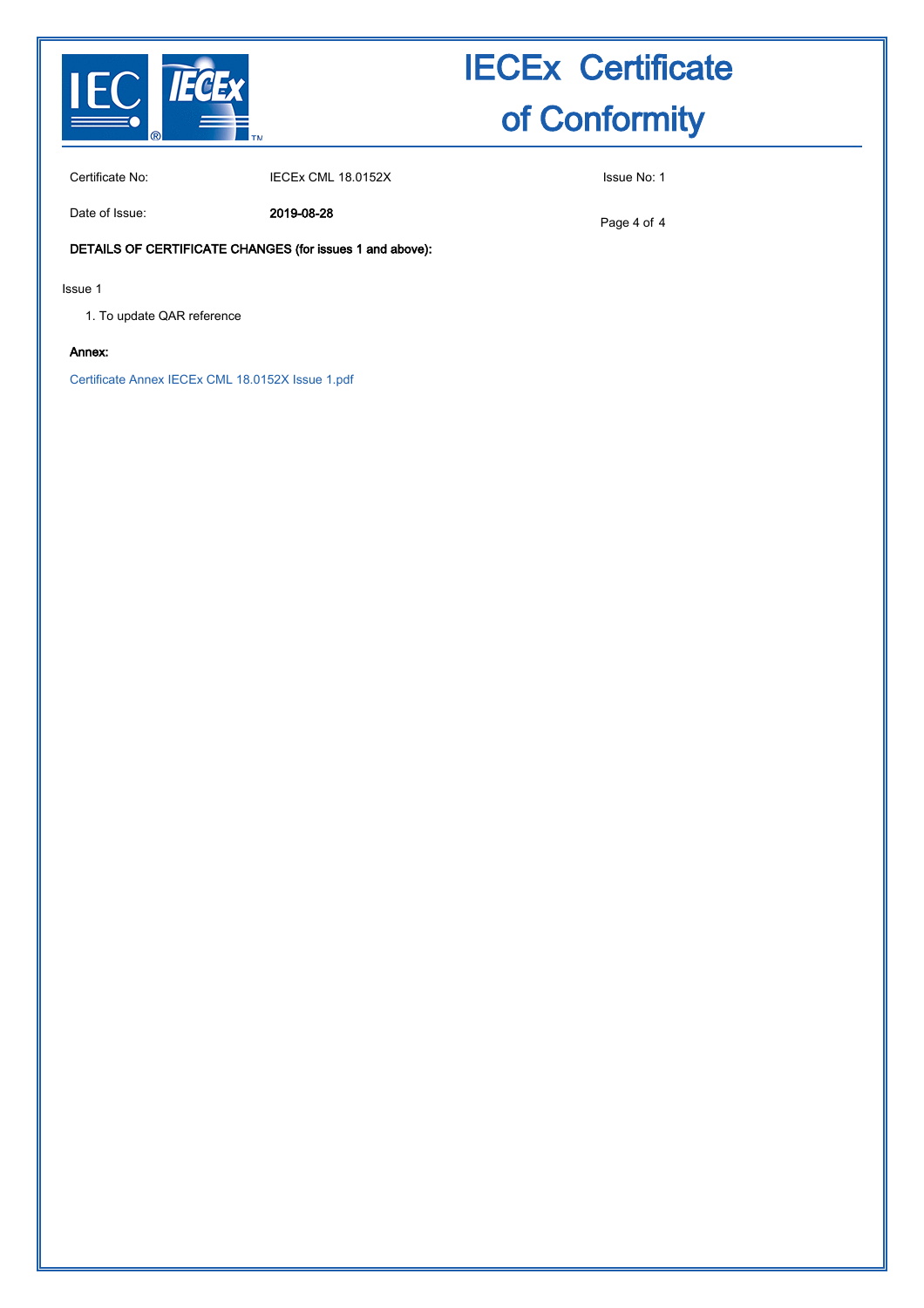# IECEx Certificate of Conformity

| Certificate No: | IECEx CML 18.0152X | Issue No: 1 |
|---|---|---|
| Date of Issue: | **2019-08-28** | |

**DETAILS OF CERTIFICATE CHANGES (for issues 1 and above):**

Issue 1

1. To update QAR reference

**Annex:**

Certificate Annex IECEx CML 18.0152X Issue 1.pdf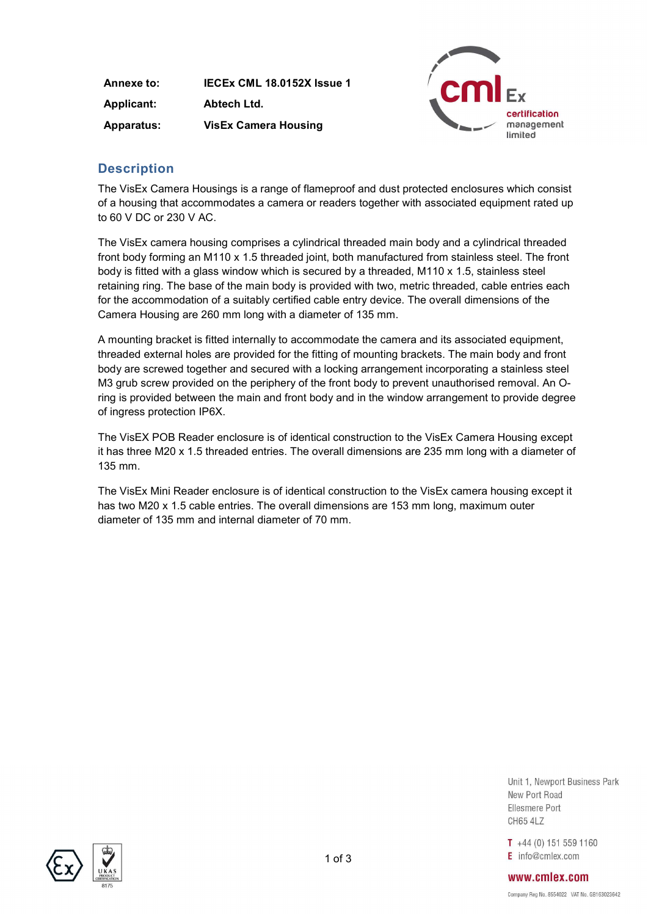| | |
|---|---|
| **Annexe to:** | **IECEx CML 18.0152X Issue 1** |
| **Applicant:** | **Abtech Ltd.** |
| **Apparatus:** | **VisEx Camera Housing** |

## Description

The VisEx Camera Housings is a range of flameproof and dust protected enclosures which consist of a housing that accommodates a camera or readers together with associated equipment rated up to 60 V DC or 230 V AC.

The VisEx camera housing comprises a cylindrical threaded main body and a cylindrical threaded front body forming an M110 x 1.5 threaded joint, both manufactured from stainless steel. The front body is fitted with a glass window which is secured by a threaded, M110 x 1.5, stainless steel retaining ring. The base of the main body is provided with two, metric threaded, cable entries each for the accommodation of a suitably certified cable entry device. The overall dimensions of the Camera Housing are 260 mm long with a diameter of 135 mm.

A mounting bracket is fitted internally to accommodate the camera and its associated equipment, threaded external holes are provided for the fitting of mounting brackets. The main body and front body are screwed together and secured with a locking arrangement incorporating a stainless steel M3 grub screw provided on the periphery of the front body to prevent unauthorised removal. An O-ring is provided between the main and front body and in the window arrangement to provide degree of ingress protection IP6X.

The VisEX POB Reader enclosure is of identical construction to the VisEx Camera Housing except it has three M20 x 1.5 threaded entries. The overall dimensions are 235 mm long with a diameter of 135 mm.

The VisEx Mini Reader enclosure is of identical construction to the VisEx camera housing except it has two M20 x 1.5 cable entries. The overall dimensions are 153 mm long, maximum outer diameter of 135 mm and internal diameter of 70 mm.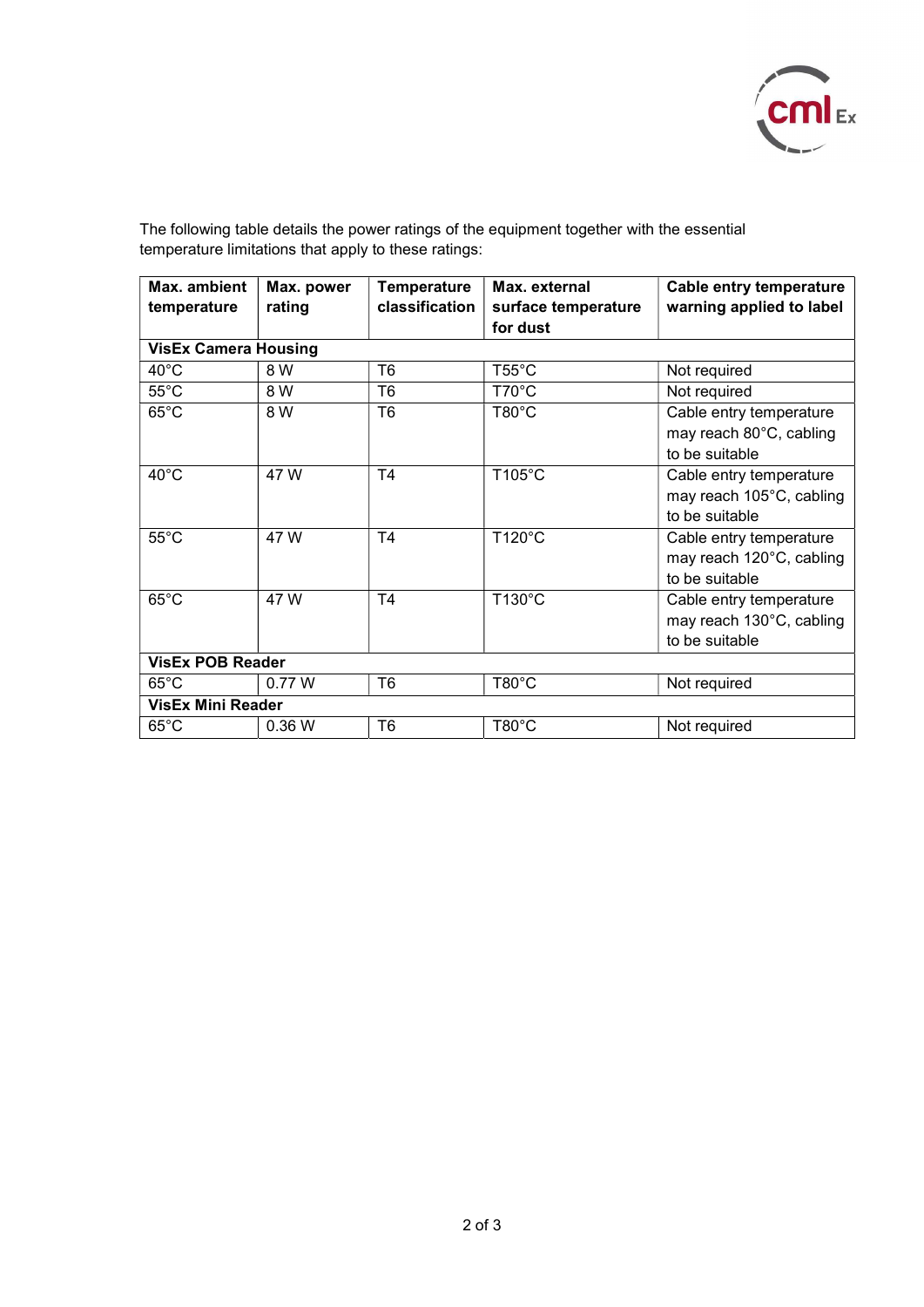The following table details the power ratings of the equipment together with the essential temperature limitations that apply to these ratings:

| Max. ambient temperature | Max. power rating | Temperature classification | Max. external surface temperature for dust | Cable entry temperature warning applied to label |
|---|---|---|---|---|
| **VisEx Camera Housing** | | | | |
| 40°C | 8 W | T6 | T55°C | Not required |
| 55°C | 8 W | T6 | T70°C | Not required |
| 65°C | 8 W | T6 | T80°C | Cable entry temperature may reach 80°C, cabling to be suitable |
| 40°C | 47 W | T4 | T105°C | Cable entry temperature may reach 105°C, cabling to be suitable |
| 55°C | 47 W | T4 | T120°C | Cable entry temperature may reach 120°C, cabling to be suitable |
| 65°C | 47 W | T4 | T130°C | Cable entry temperature may reach 130°C, cabling to be suitable |
| **VisEx POB Reader** | | | | |
| 65°C | 0.77 W | T6 | T80°C | Not required |
| **VisEx Mini Reader** | | | | |
| 65°C | 0.36 W | T6 | T80°C | Not required |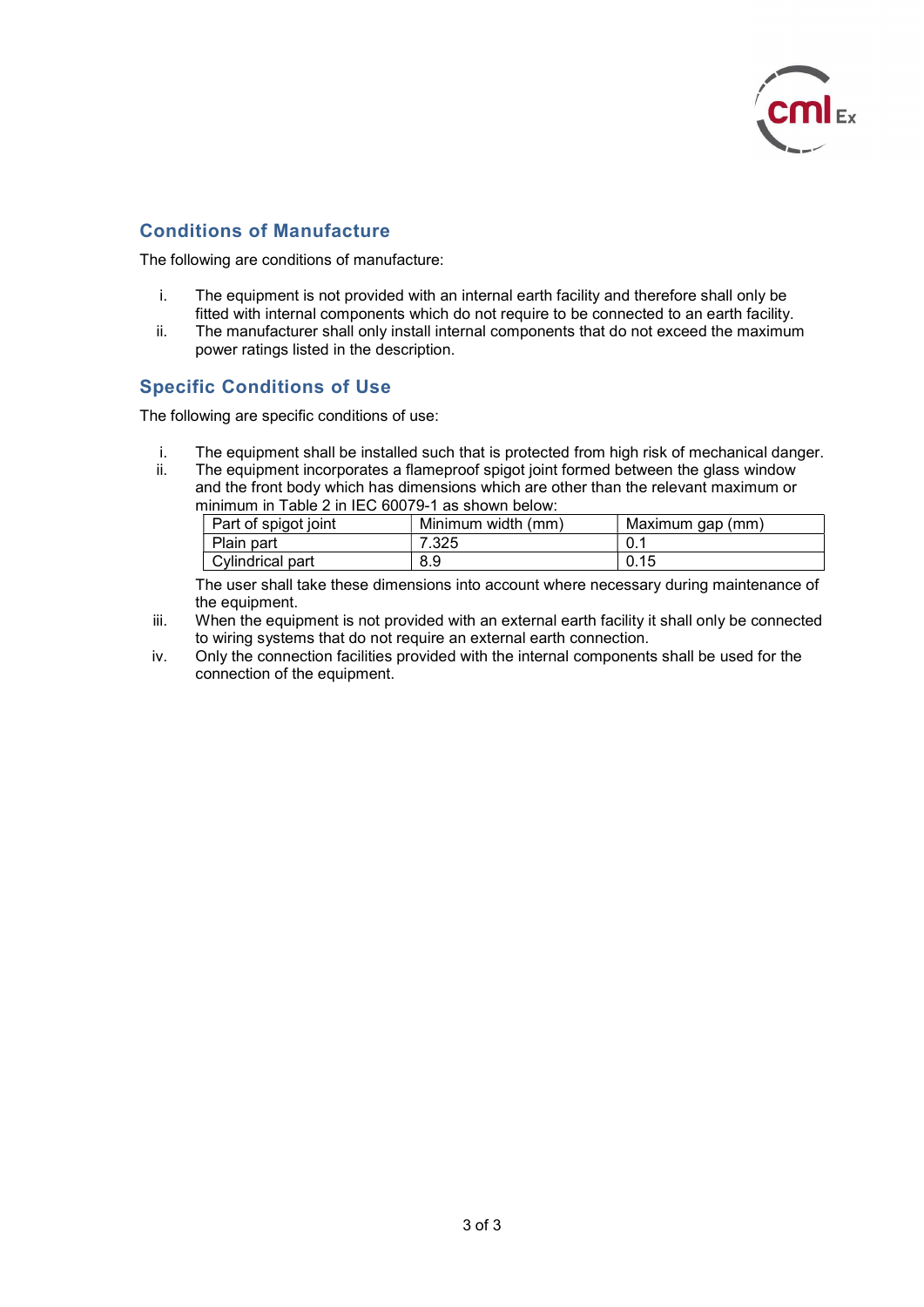## Conditions of Manufacture

The following are conditions of manufacture:

i. The equipment is not provided with an internal earth facility and therefore shall only be fitted with internal components which do not require to be connected to an earth facility.
ii. The manufacturer shall only install internal components that do not exceed the maximum power ratings listed in the description.

## Specific Conditions of Use

The following are specific conditions of use:

i. The equipment shall be installed such that is protected from high risk of mechanical danger.
ii. The equipment incorporates a flameproof spigot joint formed between the glass window and the front body which has dimensions which are other than the relevant maximum or minimum in Table 2 in IEC 60079-1 as shown below:

| Part of spigot joint | Minimum width (mm) | Maximum gap (mm) |
|---|---|---|
| Plain part | 7.325 | 0.1 |
| Cylindrical part | 8.9 | 0.15 |

The user shall take these dimensions into account where necessary during maintenance of the equipment.
iii. When the equipment is not provided with an external earth facility it shall only be connected to wiring systems that do not require an external earth connection.
iv. Only the connection facilities provided with the internal components shall be used for the connection of the equipment.